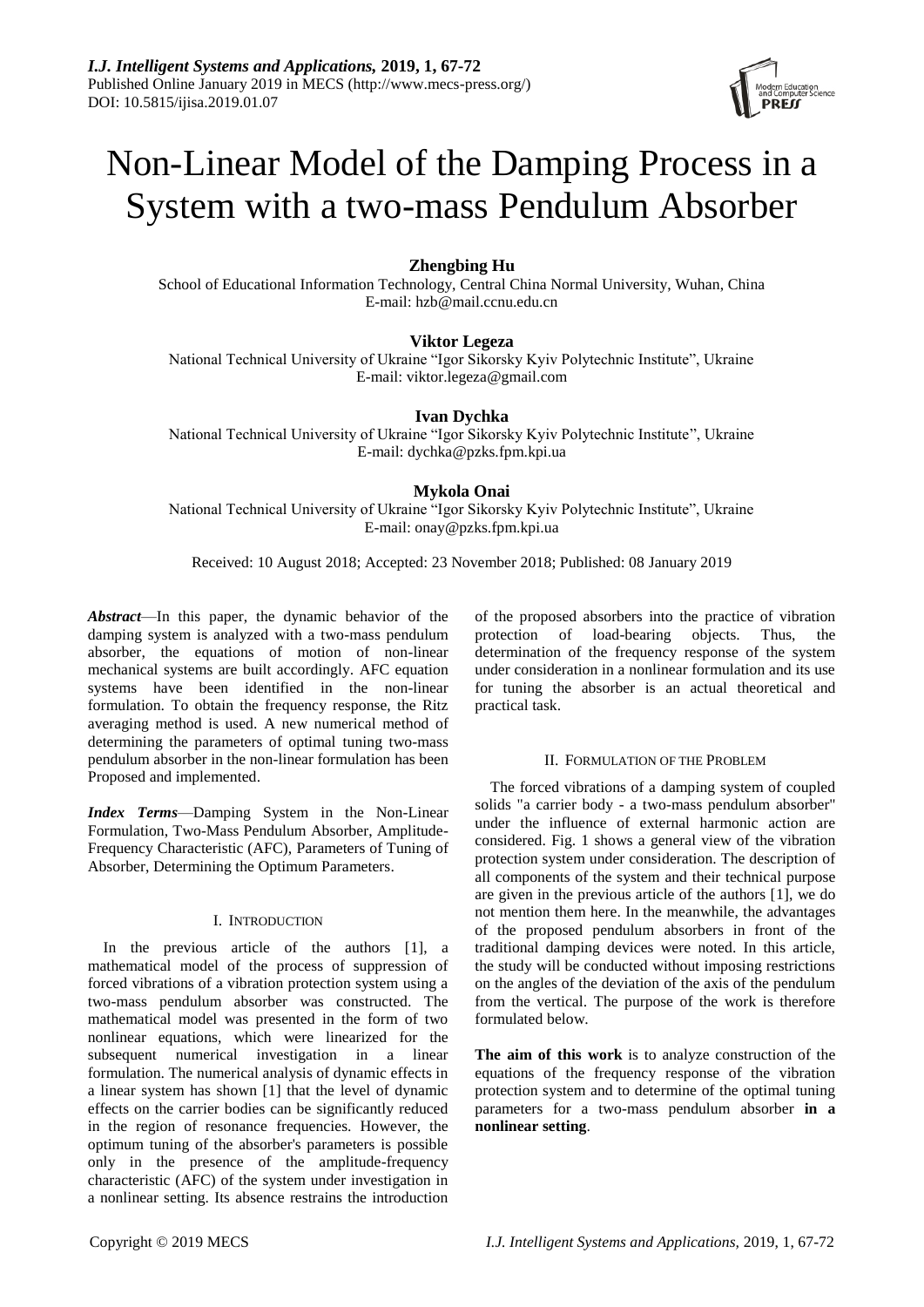# Non-Linear Model of the Damping Process in a System with a two-mass Pendulum Absorber

**Zhengbing Hu**
School of Educational Information Technology, Central China Normal University, Wuhan, China
E-mail: hzb@mail.ccnu.edu.cn

**Viktor Legeza**
National Technical University of Ukraine "Igor Sikorsky Kyiv Polytechnic Institute", Ukraine
E-mail: viktor.legeza@gmail.com

**Ivan Dychka**
National Technical University of Ukraine "Igor Sikorsky Kyiv Polytechnic Institute", Ukraine
E-mail: dychka@pzks.fpm.kpi.ua

**Mykola Onai**
National Technical University of Ukraine "Igor Sikorsky Kyiv Polytechnic Institute", Ukraine
E-mail: onay@pzks.fpm.kpi.ua

Received: 10 August 2018; Accepted: 23 November 2018; Published: 08 January 2019

***Abstract***—In this paper, the dynamic behavior of the damping system is analyzed with a two-mass pendulum absorber, the equations of motion of non-linear mechanical systems are built accordingly. AFC equation systems have been identified in the non-linear formulation. To obtain the frequency response, the Ritz averaging method is used. A new numerical method of determining the parameters of optimal tuning two-mass pendulum absorber in the non-linear formulation has been Proposed and implemented.

***Index Terms***—Damping System in the Non-Linear Formulation, Two-Mass Pendulum Absorber, Amplitude-Frequency Characteristic (AFC), Parameters of Tuning of Absorber, Determining the Optimum Parameters.

## I. Introduction

In the previous article of the authors [1], a mathematical model of the process of suppression of forced vibrations of a vibration protection system using a two-mass pendulum absorber was constructed. The mathematical model was presented in the form of two nonlinear equations, which were linearized for the subsequent numerical investigation in a linear formulation. The numerical analysis of dynamic effects in a linear system has shown [1] that the level of dynamic effects on the carrier bodies can be significantly reduced in the region of resonance frequencies. However, the optimum tuning of the absorber's parameters is possible only in the presence of the amplitude-frequency characteristic (AFC) of the system under investigation in a nonlinear setting. Its absence restrains the introduction of the proposed absorbers into the practice of vibration protection of load-bearing objects. Thus, the determination of the frequency response of the system under consideration in a nonlinear formulation and its use for tuning the absorber is an actual theoretical and practical task.

## II. Formulation of the Problem

The forced vibrations of a damping system of coupled solids "a carrier body - a two-mass pendulum absorber" under the influence of external harmonic action are considered. Fig. 1 shows a general view of the vibration protection system under consideration. The description of all components of the system and their technical purpose are given in the previous article of the authors [1], we do not mention them here. In the meanwhile, the advantages of the proposed pendulum absorbers in front of the traditional damping devices were noted. In this article, the study will be conducted without imposing restrictions on the angles of the deviation of the axis of the pendulum from the vertical. The purpose of the work is therefore formulated below.

**The aim of this work** is to analyze construction of the equations of the frequency response of the vibration protection system and to determine of the optimal tuning parameters for a two-mass pendulum absorber **in a nonlinear setting**.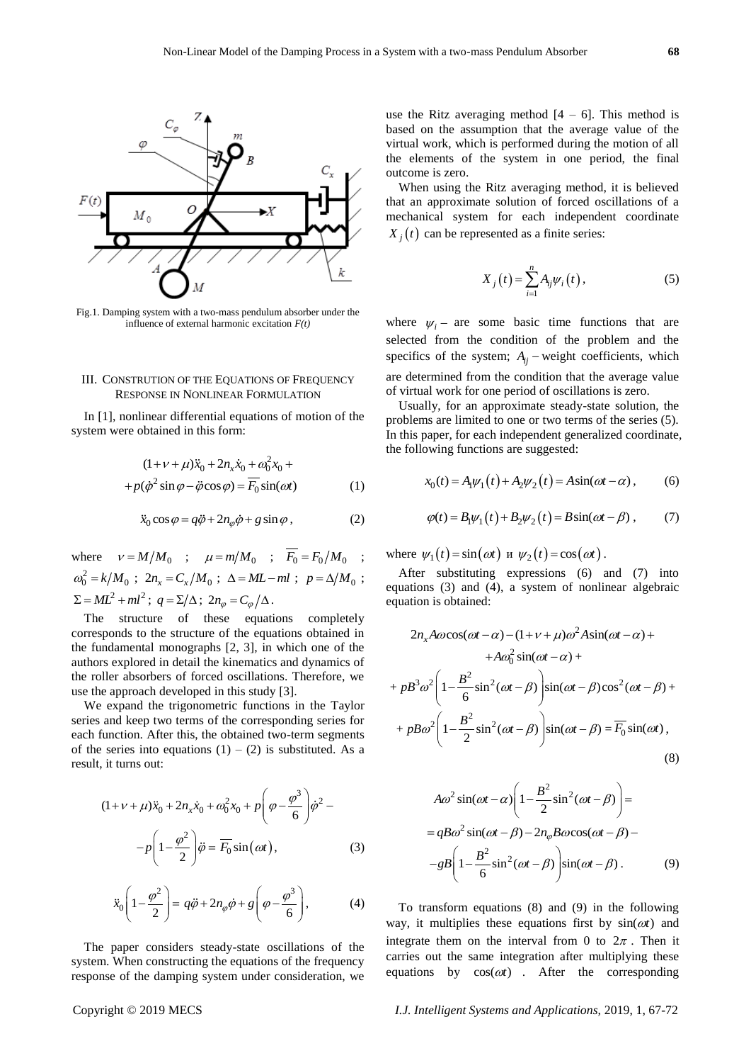Fig.1. Damping system with a two-mass pendulum absorber under the influence of external harmonic excitation $F(t)$

## III. Constrution of the Equations of Frequency Response in Nonlinear Formulation

In [1], nonlinear differential equations of motion of the system were obtained in this form:

$$(1+\nu+\mu)\ddot{x}_0 + 2n_x\dot{x}_0 + \omega_0^2 x_0 + p(\dot{\varphi}^2\sin\varphi - \ddot{\varphi}\cos\varphi) = \overline{F_0}\sin(\omega t) \quad (1)$$

$$\ddot{x}_0\cos\varphi = q\ddot{\varphi} + 2n_\varphi\dot{\varphi} + g\sin\varphi\,, \quad (2)$$

where $\nu = M/M_0$ ; $\mu = m/M_0$ ; $\overline{F_0} = F_0/M_0$ ; $\omega_0^2 = k/M_0$ ; $2n_x = C_x/M_0$ ; $\Delta = ML - ml$ ; $p = \Delta/M_0$ ; $\Sigma = ML^2 + ml^2$ ; $q = \Sigma/\Delta$ ; $2n_\varphi = C_\varphi/\Delta$.

The structure of these equations completely corresponds to the structure of the equations obtained in the fundamental monographs [2, 3], in which one of the authors explored in detail the kinematics and dynamics of the roller absorbers of forced oscillations. Therefore, we use the approach developed in this study [3].

We expand the trigonometric functions in the Taylor series and keep two terms of the corresponding series for each function. After this, the obtained two-term segments of the series into equations (1) – (2) is substituted. As a result, it turns out:

$$(1+\nu+\mu)\ddot{x}_0 + 2n_x\dot{x}_0 + \omega_0^2 x_0 + p\left(\varphi - \frac{\varphi^3}{6}\right)\dot{\varphi}^2 - p\left(1 - \frac{\varphi^2}{2}\right)\ddot{\varphi} = \overline{F_0}\sin(\omega t), \quad (3)$$

$$\ddot{x}_0\left(1 - \frac{\varphi^2}{2}\right) = q\ddot{\varphi} + 2n_\varphi\dot{\varphi} + g\left(\varphi - \frac{\varphi^3}{6}\right), \quad (4)$$

The paper considers steady-state oscillations of the system. When constructing the equations of the frequency response of the damping system under consideration, we use the Ritz averaging method [4 – 6]. This method is based on the assumption that the average value of the virtual work, which is performed during the motion of all the elements of the system in one period, the final outcome is zero.

When using the Ritz averaging method, it is believed that an approximate solution of forced oscillations of a mechanical system for each independent coordinate $X_j(t)$ can be represented as a finite series:

$$X_j(t) = \sum_{i=1}^{n} A_{ij}\psi_i(t)\,, \quad (5)$$

where $\psi_i$ – are some basic time functions that are selected from the condition of the problem and the specifics of the system; $A_{ij}$ – weight coefficients, which are determined from the condition that the average value of virtual work for one period of oscillations is zero.

Usually, for an approximate steady-state solution, the problems are limited to one or two terms of the series (5). In this paper, for each independent generalized coordinate, the following functions are suggested:

$$x_0(t) = A_1\psi_1(t) + A_2\psi_2(t) = A\sin(\omega t - \alpha)\,, \quad (6)$$

$$\varphi(t) = B_1\psi_1(t) + B_2\psi_2(t) = B\sin(\omega t - \beta)\,, \quad (7)$$

where $\psi_1(t) = \sin(\omega t)$ и $\psi_2(t) = \cos(\omega t)$.

After substituting expressions (6) and (7) into equations (3) and (4), a system of nonlinear algebraic equation is obtained:

$$\begin{aligned}
&2n_x A\omega\cos(\omega t - \alpha) - (1+\nu+\mu)\omega^2 A\sin(\omega t - \alpha) + \\
&+ A\omega_0^2\sin(\omega t - \alpha) + \\
&+ pB^3\omega^2\left(1 - \frac{B^2}{6}\sin^2(\omega t - \beta)\right)\sin(\omega t - \beta)\cos^2(\omega t - \beta) + \\
&+ pB\omega^2\left(1 - \frac{B^2}{2}\sin^2(\omega t - \beta)\right)\sin(\omega t - \beta) = \overline{F_0}\sin(\omega t)\,,
\end{aligned} \quad (8)$$

$$\begin{aligned}
&A\omega^2\sin(\omega t - \alpha)\left(1 - \frac{B^2}{2}\sin^2(\omega t - \beta)\right) = \\
&= qB\omega^2\sin(\omega t - \beta) - 2n_\varphi B\omega\cos(\omega t - \beta) - \\
&- gB\left(1 - \frac{B^2}{6}\sin^2(\omega t - \beta)\right)\sin(\omega t - \beta)\,.
\end{aligned} \quad (9)$$

To transform equations (8) and (9) in the following way, it multiplies these equations first by $\sin(\omega t)$ and integrate them on the interval from 0 to $2\pi$. Then it carries out the same integration after multiplying these equations by $\cos(\omega t)$. After the corresponding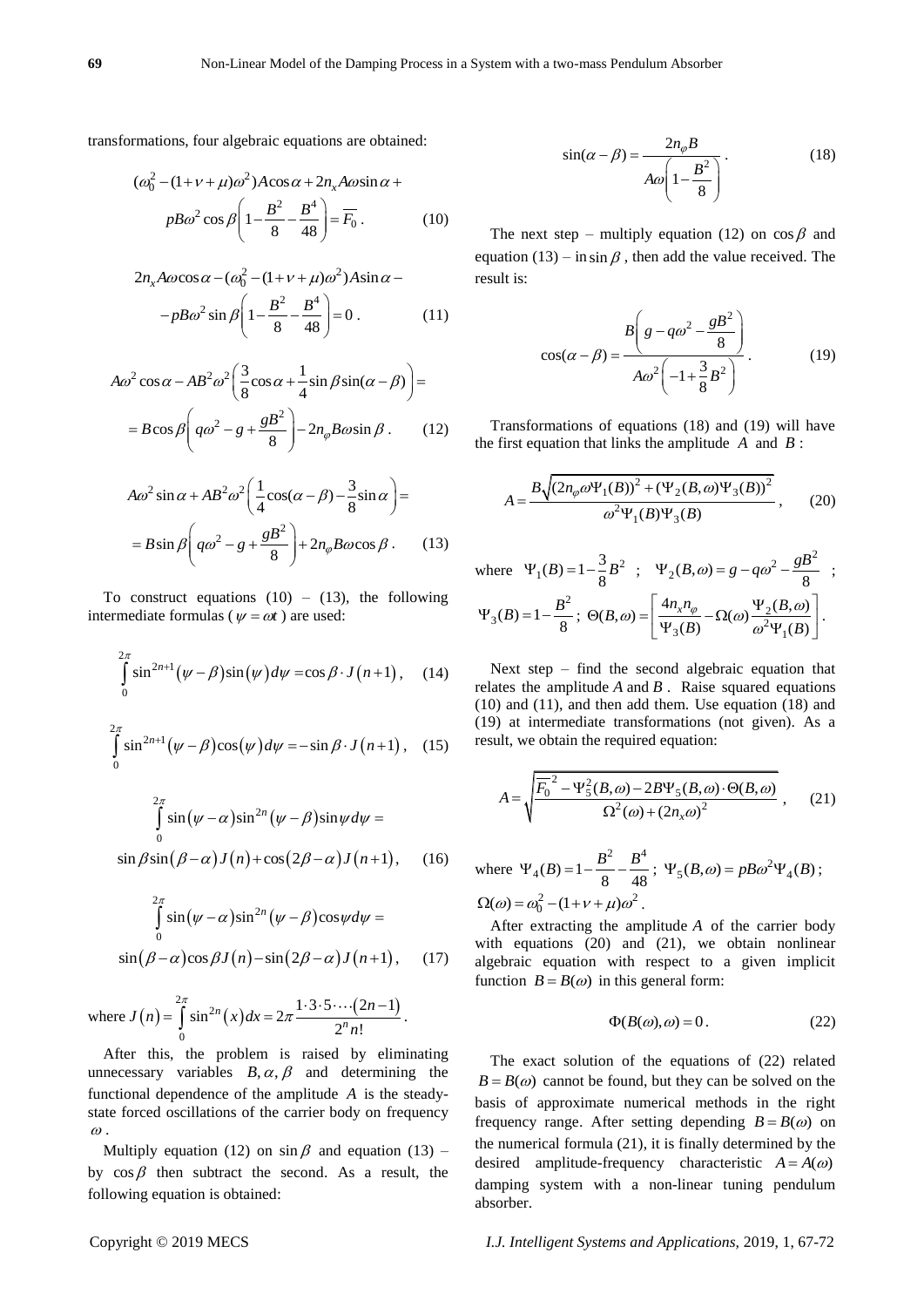transformations, four algebraic equations are obtained:

$$(\omega_0^2-(1+\nu+\mu)\omega^2)A\cos\alpha+2n_x A\omega\sin\alpha+$$
$$pB\omega^2\cos\beta\left(1-\frac{B^2}{8}-\frac{B^4}{48}\right)=\overline{F_0}\,. \quad (10)$$

$$2n_x A\omega\cos\alpha-(\omega_0^2-(1+\nu+\mu)\omega^2)A\sin\alpha-$$
$$-pB\omega^2\sin\beta\left(1-\frac{B^2}{8}-\frac{B^4}{48}\right)=0\,. \quad (11)$$

$$A\omega^2\cos\alpha-AB^2\omega^2\left(\frac{3}{8}\cos\alpha+\frac{1}{4}\sin\beta\sin(\alpha-\beta)\right)=$$
$$=B\cos\beta\left(q\omega^2-g+\frac{gB^2}{8}\right)-2n_\varphi B\omega\sin\beta\,. \quad (12)$$

$$A\omega^2\sin\alpha+AB^2\omega^2\left(\frac{1}{4}\cos(\alpha-\beta)-\frac{3}{8}\sin\alpha\right)=$$
$$=B\sin\beta\left(q\omega^2-g+\frac{gB^2}{8}\right)+2n_\varphi B\omega\cos\beta\,. \quad (13)$$

To construct equations (10) – (13), the following intermediate formulas ($\psi=\omega t$) are used:

$$\int_0^{2\pi}\sin^{2n+1}(\psi-\beta)\sin(\psi)d\psi=\cos\beta\cdot J(n+1)\,, \quad (14)$$

$$\int_0^{2\pi}\sin^{2n+1}(\psi-\beta)\cos(\psi)d\psi=-\sin\beta\cdot J(n+1)\,, \quad (15)$$

$$\int_0^{2\pi}\sin(\psi-\alpha)\sin^{2n}(\psi-\beta)\sin\psi d\psi=$$
$$\sin\beta\sin(\beta-\alpha)J(n)+\cos(2\beta-\alpha)J(n+1)\,, \quad (16)$$

$$\int_0^{2\pi}\sin(\psi-\alpha)\sin^{2n}(\psi-\beta)\cos\psi d\psi=$$
$$\sin(\beta-\alpha)\cos\beta J(n)-\sin(2\beta-\alpha)J(n+1)\,, \quad (17)$$

where $J(n)=\int_0^{2\pi}\sin^{2n}(x)dx=2\pi\frac{1\cdot 3\cdot 5\cdots(2n-1)}{2^n n!}$.

After this, the problem is raised by eliminating unnecessary variables $B,\alpha,\beta$ and determining the functional dependence of the amplitude $A$ is the steady-state forced oscillations of the carrier body on frequency $\omega$.

Multiply equation (12) on $\sin\beta$ and equation (13) – by $\cos\beta$ then subtract the second. As a result, the following equation is obtained:

$$\sin(\alpha-\beta)=\frac{2n_\varphi B}{A\omega\left(1-\frac{B^2}{8}\right)}\,. \quad (18)$$

The next step – multiply equation (12) on $\cos\beta$ and equation (13) – in $\sin\beta$, then add the value received. The result is:

$$\cos(\alpha-\beta)=\frac{B\left(g-q\omega^2-\frac{gB^2}{8}\right)}{A\omega^2\left(-1+\frac{3}{8}B^2\right)}\,. \quad (19)$$

Transformations of equations (18) and (19) will have the first equation that links the amplitude $A$ and $B$:

$$A=\frac{B\sqrt{(2n_\varphi\omega\Psi_1(B))^2+(\Psi_2(B,\omega)\Psi_3(B))^2}}{\omega^2\Psi_1(B)\Psi_3(B)}\,, \quad (20)$$

where $\Psi_1(B)=1-\frac{3}{8}B^2$ ; $\Psi_2(B,\omega)=g-q\omega^2-\frac{gB^2}{8}$ ; $\Psi_3(B)=1-\frac{B^2}{8}$; $\Theta(B,\omega)=\left[\frac{4n_x n_\varphi}{\Psi_3(B)}-\Omega(\omega)\frac{\Psi_2(B,\omega)}{\omega^2\Psi_1(B)}\right]$.

Next step – find the second algebraic equation that relates the amplitude $A$ and $B$. Raise squared equations (10) and (11), and then add them. Use equation (18) and (19) at intermediate transformations (not given). As a result, we obtain the required equation:

$$A=\sqrt{\frac{\overline{F_0}^2-\Psi_5^2(B,\omega)-2B\Psi_5(B,\omega)\cdot\Theta(B,\omega)}{\Omega^2(\omega)+(2n_x\omega)^2}}\,, \quad (21)$$

where $\Psi_4(B)=1-\frac{B^2}{8}-\frac{B^4}{48}$; $\Psi_5(B,\omega)=pB\omega^2\Psi_4(B)$; $\Omega(\omega)=\omega_0^2-(1+\nu+\mu)\omega^2$.

After extracting the amplitude $A$ of the carrier body with equations (20) and (21), we obtain nonlinear algebraic equation with respect to a given implicit function $B=B(\omega)$ in this general form:

$$\Phi(B(\omega),\omega)=0\,. \quad (22)$$

The exact solution of the equations of (22) related $B=B(\omega)$ cannot be found, but they can be solved on the basis of approximate numerical methods in the right frequency range. After setting depending $B=B(\omega)$ on the numerical formula (21), it is finally determined by the desired amplitude-frequency characteristic $A=A(\omega)$ damping system with a non-linear tuning pendulum absorber.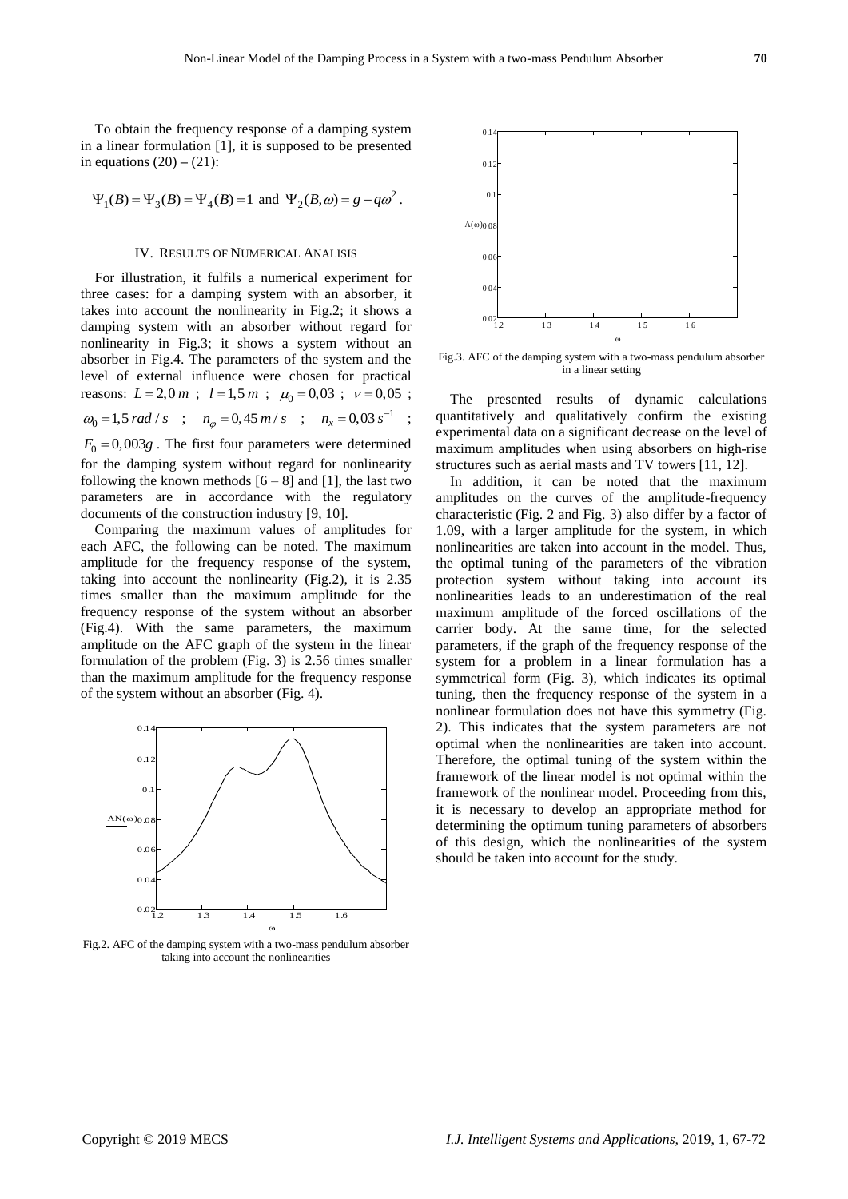To obtain the frequency response of a damping system in a linear formulation [1], it is supposed to be presented in equations (20) – (21):

$$\Psi_1(B) = \Psi_3(B) = \Psi_4(B) = 1 \text{ and } \Psi_2(B, \omega) = g - q\omega^2 .$$

## IV. Results of Numerical Analisis

For illustration, it fulfils a numerical experiment for three cases: for a damping system with an absorber, it takes into account the nonlinearity in Fig.2; it shows a damping system with an absorber without regard for nonlinearity in Fig.3; it shows a system without an absorber in Fig.4. The parameters of the system and the level of external influence were chosen for practical reasons: $L = 2{,}0\,m$ ; $l = 1{,}5\,m$ ; $\mu_0 = 0{,}03$ ; $\nu = 0{,}05$ ; $\omega_0 = 1{,}5\,rad/s$ ; $n_\varphi = 0{,}45\,m/s$ ; $n_x = 0{,}03\,s^{-1}$ ; $\overline{F_0} = 0{,}003g$ . The first four parameters were determined for the damping system without regard for nonlinearity following the known methods [6 – 8] and [1], the last two parameters are in accordance with the regulatory documents of the construction industry [9, 10].

Comparing the maximum values of amplitudes for each AFC, the following can be noted. The maximum amplitude for the frequency response of the system, taking into account the nonlinearity (Fig.2), it is 2.35 times smaller than the maximum amplitude for the frequency response of the system without an absorber (Fig.4). With the same parameters, the maximum amplitude on the AFC graph of the system in the linear formulation of the problem (Fig. 3) is 2.56 times smaller than the maximum amplitude for the frequency response of the system without an absorber (Fig. 4).

Fig.2. AFC of the damping system with a two-mass pendulum absorber taking into account the nonlinearities

Fig.3. AFC of the damping system with a two-mass pendulum absorber in a linear setting

The presented results of dynamic calculations quantitatively and qualitatively confirm the existing experimental data on a significant decrease on the level of maximum amplitudes when using absorbers on high-rise structures such as aerial masts and TV towers [11, 12].

In addition, it can be noted that the maximum amplitudes on the curves of the amplitude-frequency characteristic (Fig. 2 and Fig. 3) also differ by a factor of 1.09, with a larger amplitude for the system, in which nonlinearities are taken into account in the model. Thus, the optimal tuning of the parameters of the vibration protection system without taking into account its nonlinearities leads to an underestimation of the real maximum amplitude of the forced oscillations of the carrier body. At the same time, for the selected parameters, if the graph of the frequency response of the system for a problem in a linear formulation has a symmetrical form (Fig. 3), which indicates its optimal tuning, then the frequency response of the system in a nonlinear formulation does not have this symmetry (Fig. 2). This indicates that the system parameters are not optimal when the nonlinearities are taken into account. Therefore, the optimal tuning of the system within the framework of the linear model is not optimal within the framework of the nonlinear model. Proceeding from this, it is necessary to develop an appropriate method for determining the optimum tuning parameters of absorbers of this design, which the nonlinearities of the system should be taken into account for the study.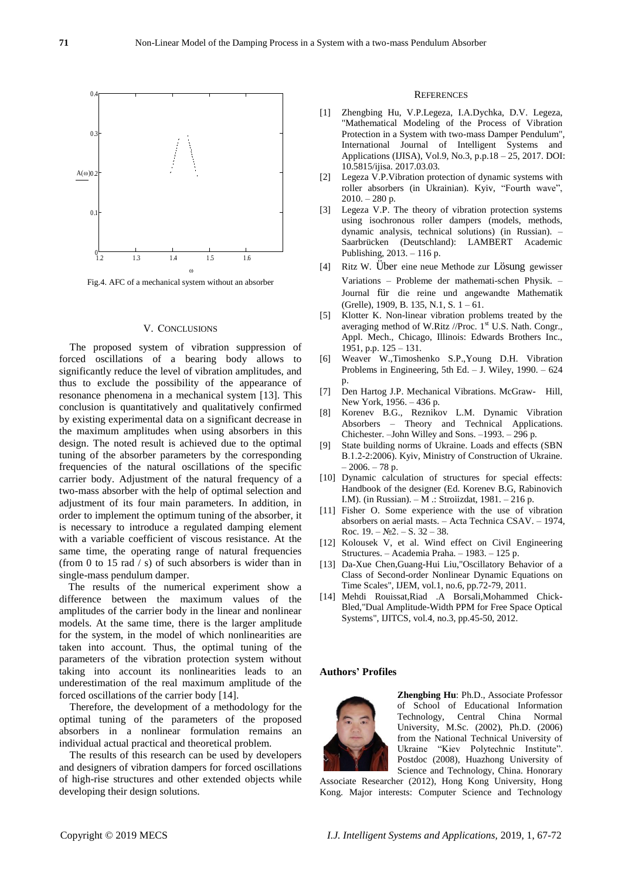Fig.4. AFC of a mechanical system without an absorber

## V. CONCLUSIONS

The proposed system of vibration suppression of forced oscillations of a bearing body allows to significantly reduce the level of vibration amplitudes, and thus to exclude the possibility of the appearance of resonance phenomena in a mechanical system [13]. This conclusion is quantitatively and qualitatively confirmed by existing experimental data on a significant decrease in the maximum amplitudes when using absorbers in this design. The noted result is achieved due to the optimal tuning of the absorber parameters by the corresponding frequencies of the natural oscillations of the specific carrier body. Adjustment of the natural frequency of a two-mass absorber with the help of optimal selection and adjustment of its four main parameters. In addition, in order to implement the optimum tuning of the absorber, it is necessary to introduce a regulated damping element with a variable coefficient of viscous resistance. At the same time, the operating range of natural frequencies (from 0 to 15 rad / s) of such absorbers is wider than in single-mass pendulum damper.

The results of the numerical experiment show a difference between the maximum values of the amplitudes of the carrier body in the linear and nonlinear models. At the same time, there is the larger amplitude for the system, in the model of which nonlinearities are taken into account. Thus, the optimal tuning of the parameters of the vibration protection system without taking into account its nonlinearities leads to an underestimation of the real maximum amplitude of the forced oscillations of the carrier body [14].

Therefore, the development of a methodology for the optimal tuning of the parameters of the proposed absorbers in a nonlinear formulation remains an individual actual practical and theoretical problem.

The results of this research can be used by developers and designers of vibration dampers for forced oscillations of high-rise structures and other extended objects while developing their design solutions.

## REFERENCES

[1] Zhengbing Hu, V.P.Legeza, I.A.Dychka, D.V. Legeza, "Mathematical Modeling of the Process of Vibration Protection in a System with two-mass Damper Pendulum", International Journal of Intelligent Systems and Applications (IJISA), Vol.9, No.3, p.p.18 – 25, 2017. DOI: 10.5815/ijisa. 2017.03.03.

[2] Legeza V.P.Vibration protection of dynamic systems with roller absorbers (in Ukrainian). Kyiv, "Fourth wave", 2010. – 280 p.

[3] Legeza V.P. The theory of vibration protection systems using isochronous roller dampers (models, methods, dynamic analysis, technical solutions) (in Russian). – Saarbrücken (Deutschland): LAMBERT Academic Publishing, 2013. – 116 p.

[4] Ritz W. Über eine neue Methode zur Lösung gewisser Variations – Probleme der mathemati-schen Physik. – Journal für die reine und angewandte Mathematik (Grelle), 1909, B. 135, N.1, S. 1 – 61.

[5] Klotter K. Non-linear vibration problems treated by the averaging method of W.Ritz //Proc. 1st U.S. Nath. Congr., Appl. Mech., Chicago, Illinois: Edwards Brothers Inc., 1951, p.p. 125 – 131.

[6] Weaver W.,Timoshenko S.P.,Young D.H. Vibration Problems in Engineering, 5th Ed. – J. Wiley, 1990. – 624 p.

[7] Den Hartog J.P. Mechanical Vibrations. McGraw- Hill, New York, 1956. – 436 p.

[8] Korenev B.G., Reznikov L.M. Dynamic Vibration Absorbers – Theory and Technical Applications. Chichester. –John Willey and Sons. –1993. – 296 p.

[9] State building norms of Ukraine. Loads and effects (SBN B.1.2-2:2006). Kyiv, Ministry of Construction of Ukraine. – 2006. – 78 p.

[10] Dynamic calculation of structures for special effects: Handbook of the designer (Ed. Korenev B.G, Rabinovich I.M). (in Russian). – M .: Stroiizdat, 1981. – 216 p.

[11] Fisher O. Some experience with the use of vibration absorbers on aerial masts. – Acta Technica CSAV. – 1974, Roc. 19. – №2. – S. 32 – 38.

[12] Kolousek V, et al. Wind effect on Civil Engineering Structures. – Academia Praha. – 1983. – 125 p.

[13] Da-Xue Chen,Guang-Hui Liu,"Oscillatory Behavior of a Class of Second-order Nonlinear Dynamic Equations on Time Scales", IJEM, vol.1, no.6, pp.72-79, 2011.

[14] Mehdi Rouissat,Riad .A Borsali,Mohammed Chick-Bled,"Dual Amplitude-Width PPM for Free Space Optical Systems", IJITCS, vol.4, no.3, pp.45-50, 2012.

## Authors' Profiles

**Zhengbing Hu**: Ph.D., Associate Professor of School of Educational Information Technology, Central China Normal University, M.Sc. (2002), Ph.D. (2006) from the National Technical University of Ukraine "Kiev Polytechnic Institute". Postdoc (2008), Huazhong University of Science and Technology, China. Honorary Associate Researcher (2012), Hong Kong University, Hong Kong. Major interests: Computer Science and Technology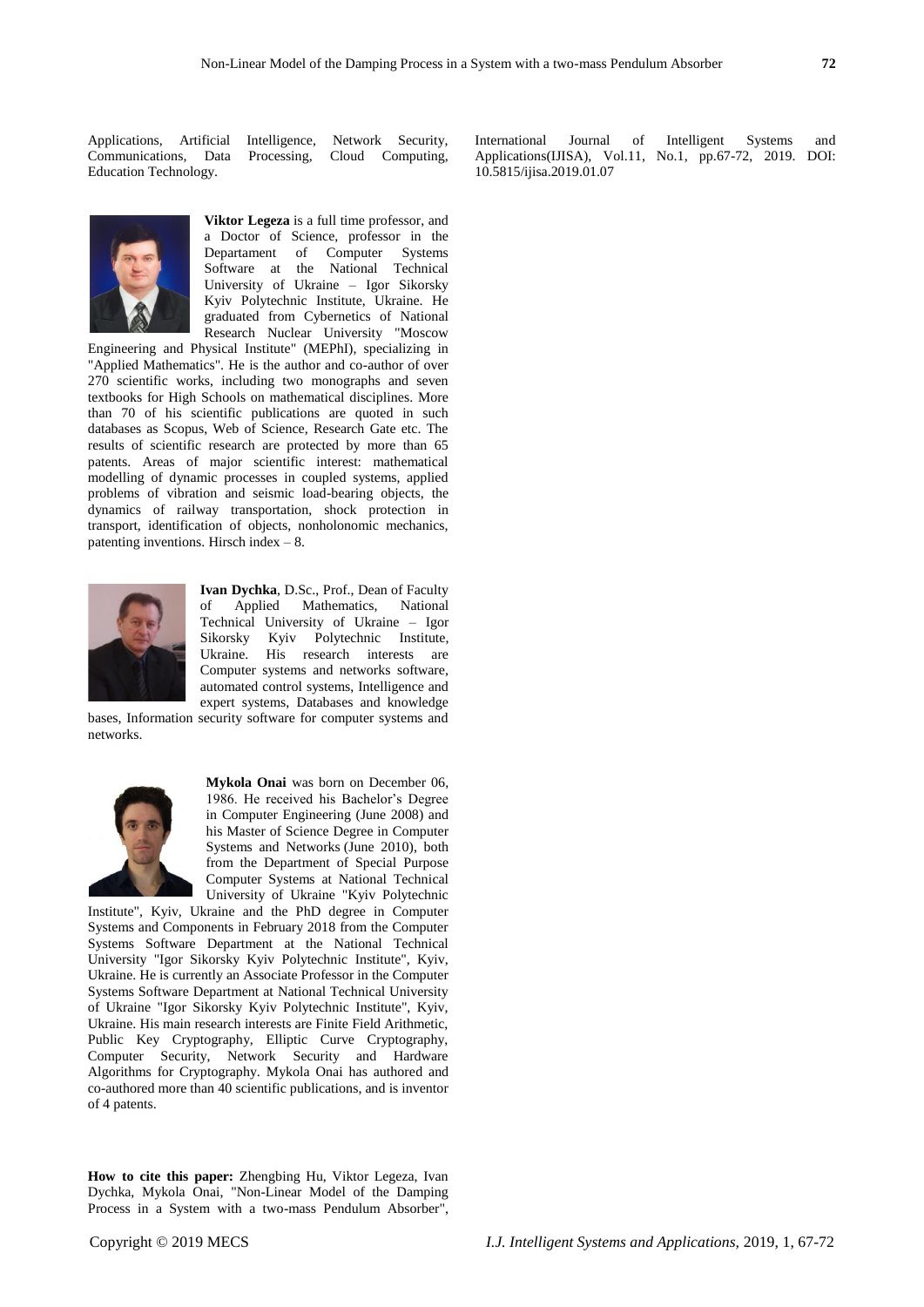Applications, Artificial Intelligence, Network Security, Communications, Data Processing, Cloud Computing, Education Technology.

**Viktor Legeza** is a full time professor, and a Doctor of Science, professor in the Departament of Computer Systems Software at the National Technical University of Ukraine – Igor Sikorsky Kyiv Polytechnic Institute, Ukraine. He graduated from Cybernetics of National Research Nuclear University "Moscow Engineering and Physical Institute" (MEPhI), specializing in "Applied Mathematics". He is the author and co-author of over 270 scientific works, including two monographs and seven textbooks for High Schools on mathematical disciplines. More than 70 of his scientific publications are quoted in such databases as Scopus, Web of Science, Research Gate etc. The results of scientific research are protected by more than 65 patents. Areas of major scientific interest: mathematical modelling of dynamic processes in coupled systems, applied problems of vibration and seismic load-bearing objects, the dynamics of railway transportation, shock protection in transport, identification of objects, nonholonomic mechanics, patenting inventions. Hirsch index – 8.

**Ivan Dychka**, D.Sc., Prof., Dean of Faculty of Applied Mathematics, National Technical University of Ukraine – Igor Sikorsky Kyiv Polytechnic Institute, Ukraine. His research interests are Computer systems and networks software, automated control systems, Intelligence and expert systems, Databases and knowledge bases, Information security software for computer systems and networks.

**Mykola Onai** was born on December 06, 1986. He received his Bachelor's Degree in Computer Engineering (June 2008) and his Master of Science Degree in Computer Systems and Networks (June 2010), both from the Department of Special Purpose Computer Systems at National Technical University of Ukraine "Kyiv Polytechnic Institute", Kyiv, Ukraine and the PhD degree in Computer Systems and Components in February 2018 from the Computer Systems Software Department at the National Technical University "Igor Sikorsky Kyiv Polytechnic Institute", Kyiv, Ukraine. He is currently an Associate Professor in the Computer Systems Software Department at National Technical University of Ukraine "Igor Sikorsky Kyiv Polytechnic Institute", Kyiv, Ukraine. His main research interests are Finite Field Arithmetic, Public Key Cryptography, Elliptic Curve Cryptography, Computer Security, Network Security and Hardware Algorithms for Cryptography. Mykola Onai has authored and co-authored more than 40 scientific publications, and is inventor of 4 patents.

**How to cite this paper:** Zhengbing Hu, Viktor Legeza, Ivan Dychka, Mykola Onai, "Non-Linear Model of the Damping Process in a System with a two-mass Pendulum Absorber", International Journal of Intelligent Systems and Applications(IJISA), Vol.11, No.1, pp.67-72, 2019. DOI: 10.5815/ijisa.2019.01.07